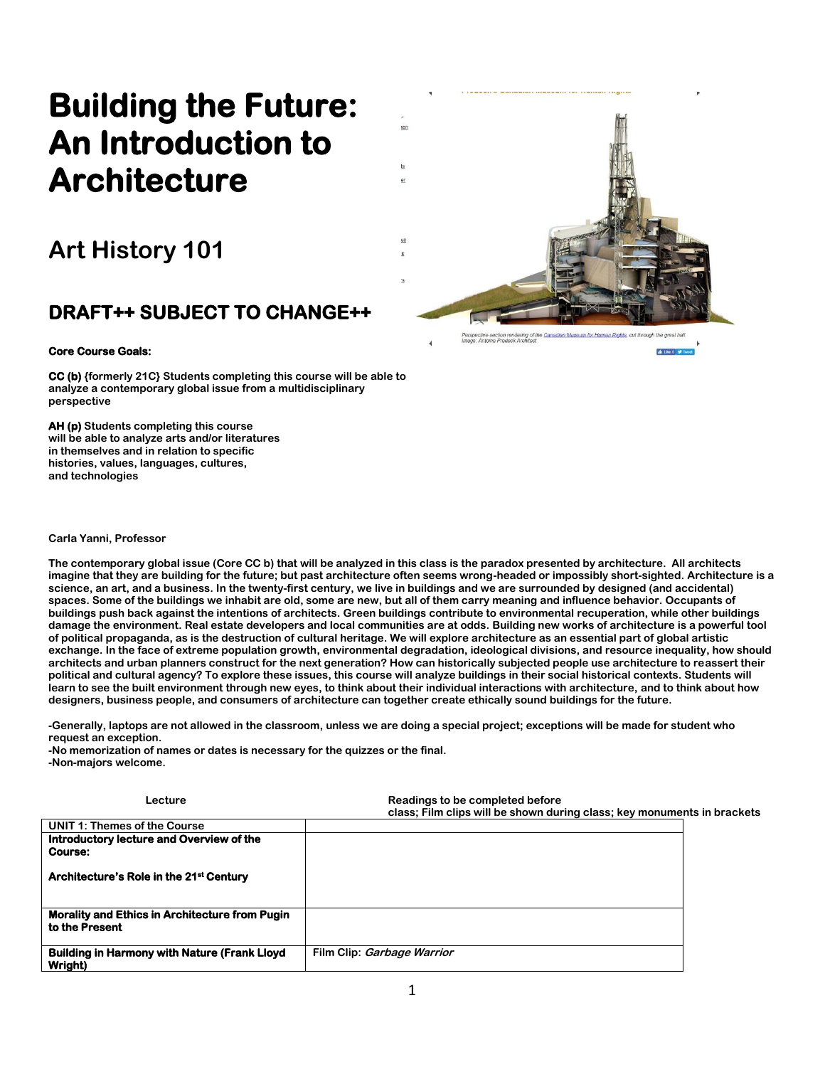# Building the Future: An Introduction to Architecture

## Art History 101

### DRAFT++ SUBJECT TO CHANGE++

Perspective-section rendering of the Canadian Museum for Human Rights, cut through the great hall
Image: Antoine Predock Architect

**Core Course Goals:**

**CC (b)** {formerly 21C} Students completing this course will be able to analyze a contemporary global issue from a multidisciplinary perspective

**AH (p)** Students completing this course will be able to analyze arts and/or literatures in themselves and in relation to specific histories, values, languages, cultures, and technologies

**Carla Yanni, Professor**

**The contemporary global issue (Core CC b) that will be analyzed in this class is the paradox presented by architecture. All architects imagine that they are building for the future; but past architecture often seems wrong-headed or impossibly short-sighted. Architecture is a science, an art, and a business. In the twenty-first century, we live in buildings and we are surrounded by designed (and accidental) spaces. Some of the buildings we inhabit are old, some are new, but all of them carry meaning and influence behavior. Occupants of buildings push back against the intentions of architects. Green buildings contribute to environmental recuperation, while other buildings damage the environment. Real estate developers and local communities are at odds. Building new works of architecture is a powerful tool of political propaganda, as is the destruction of cultural heritage. We will explore architecture as an essential part of global artistic exchange. In the face of extreme population growth, environmental degradation, ideological divisions, and resource inequality, how should architects and urban planners construct for the next generation? How can historically subjected people use architecture to reassert their political and cultural agency? To explore these issues, this course will analyze buildings in their social historical contexts. Students will learn to see the built environment through new eyes, to think about their individual interactions with architecture, and to think about how designers, business people, and consumers of architecture can together create ethically sound buildings for the future.**

**-Generally, laptops are not allowed in the classroom, unless we are doing a special project; exceptions will be made for student who request an exception.**
**-No memorization of names or dates is necessary for the quizzes or the final.**
**-Non-majors welcome.**

| Lecture | Readings to be completed before class; Film clips will be shown during class; key monuments in brackets |
|---|---|
| **UNIT 1: Themes of the Course** | |
| **Introductory lecture and Overview of the Course:**<br><br>**Architecture's Role in the 21st Century** | |
| **Morality and Ethics in Architecture from Pugin to the Present** | |
| **Building in Harmony with Nature (Frank Lloyd Wright)** | Film Clip: *Garbage Warrior* |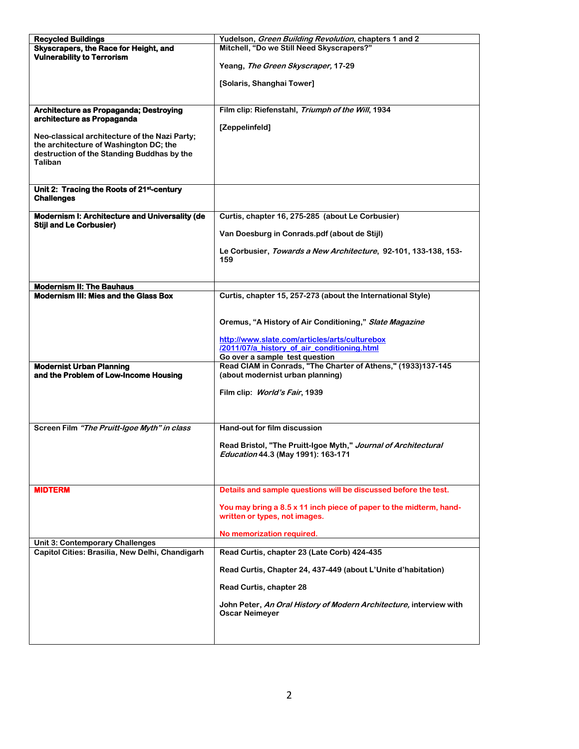| | |
|---|---|
| **Recycled Buildings** | **Yudelson, *Green Building Revolution*, chapters 1 and 2** |
| **Skyscrapers, the Race for Height, and Vulnerability to Terrorism** | **Mitchell, "Do we Still Need Skyscrapers?"**<br><br>**Yeang, *The Green Skyscraper,* 17-29**<br><br>**[Solaris, Shanghai Tower]** |
| **Architecture as Propaganda; Destroying architecture as Propaganda**<br><br>**Neo-classical architecture of the Nazi Party; the architecture of Washington DC; the destruction of the Standing Buddhas by the Taliban** | **Film clip: Riefenstahl, *Triumph of the Will*, 1934**<br><br>**[Zeppelinfeld]** |
| **Unit 2: Tracing the Roots of 21st-century Challenges** | |
| **Modernism I: Architecture and Universality (de Stijl and Le Corbusier)** | **Curtis, chapter 16, 275-285 (about Le Corbusier)**<br><br>**Van Doesburg in Conrads.pdf (about de Stijl)**<br><br>**Le Corbusier, *Towards a New Architecture*, 92-101, 133-138, 153-159** |
| **Modernism II: The Bauhaus** | |
| **Modernism III: Mies and the Glass Box** | **Curtis, chapter 15, 257-273 (about the International Style)**<br><br>**Oremus, "A History of Air Conditioning," *Slate Magazine***<br><br>**http://www.slate.com/articles/arts/culturebox/2011/07/a_history_of_air_conditioning.html**<br>**Go over a sample test question** |
| **Modernist Urban Planning and the Problem of Low-Income Housing** | **Read CIAM in Conrads, "The Charter of Athens," (1933)137-145 (about modernist urban planning)**<br><br>**Film clip: *World's Fair*, 1939** |
| **Screen Film *"The Pruitt-Igoe Myth" in class*** | **Hand-out for film discussion**<br><br>**Read Bristol, "The Pruitt-Igoe Myth," *Journal of Architectural Education* 44.3 (May 1991): 163-171** |
| **MIDTERM** | **Details and sample questions will be discussed before the test.**<br><br>**You may bring a 8.5 x 11 inch piece of paper to the midterm, hand-written or types, not images.**<br><br>**No memorization required.** |
| **Unit 3: Contemporary Challenges** | |
| **Capitol Cities: Brasilia, New Delhi, Chandigarh** | **Read Curtis, chapter 23 (Late Corb) 424-435**<br><br>**Read Curtis, Chapter 24, 437-449 (about L'Unite d'habitation)**<br><br>**Read Curtis, chapter 28**<br><br>**John Peter, *An Oral History of Modern Architecture,* interview with Oscar Neimeyer** |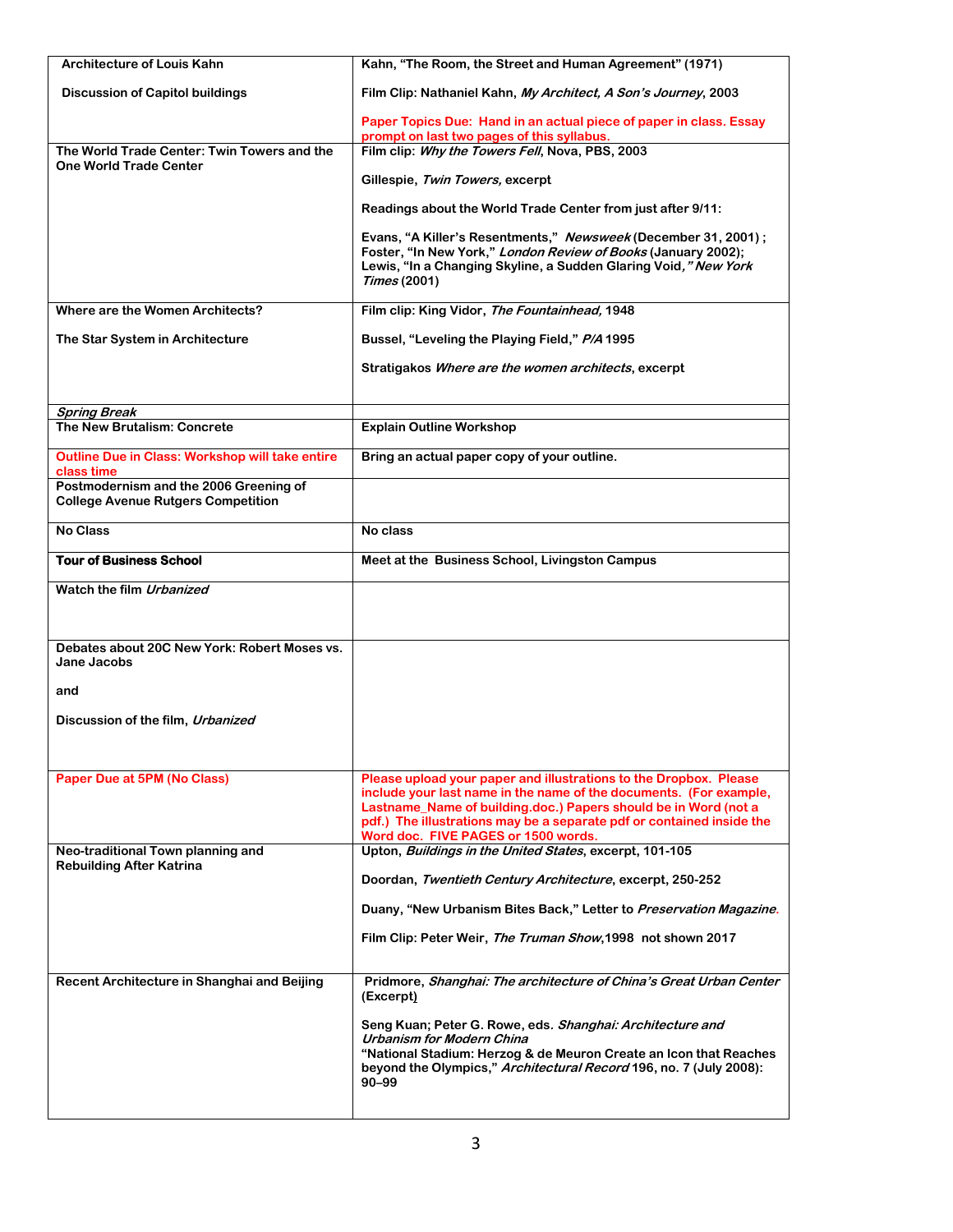| Architecture of Louis Kahn<br><br>Discussion of Capitol buildings | Kahn, "The Room, the Street and Human Agreement" (1971)<br><br>Film Clip: Nathaniel Kahn, *My Architect, A Son's Journey*, 2003<br><br>Paper Topics Due: Hand in an actual piece of paper in class. Essay prompt on last two pages of this syllabus. |
|---|---|
| The World Trade Center: Twin Towers and the One World Trade Center | Film clip: *Why the Towers Fell*, Nova, PBS, 2003<br><br>Gillespie, *Twin Towers,* excerpt<br><br>Readings about the World Trade Center from just after 9/11:<br><br>Evans, "A Killer's Resentments," *Newsweek* (December 31, 2001) ; Foster, "In New York," *London Review of Books* (January 2002); Lewis, "In a Changing Skyline, a Sudden Glaring Void," *New York Times* (2001) |
| Where are the Women Architects?<br><br>The Star System in Architecture | Film clip: King Vidor, *The Fountainhead,* 1948<br><br>Bussel, "Leveling the Playing Field," *P/A* 1995<br><br>Stratigakos *Where are the women architects*, excerpt |
| *Spring Break* | |
| The New Brutalism: Concrete | Explain Outline Workshop |
| Outline Due in Class: Workshop will take entire class time | Bring an actual paper copy of your outline. |
| Postmodernism and the 2006 Greening of College Avenue Rutgers Competition | |
| No Class | No class |
| **Tour of Business School** | Meet at the Business School, Livingston Campus |
| Watch the film *Urbanized* | |
| Debates about 20C New York: Robert Moses vs. Jane Jacobs<br><br>and<br><br>Discussion of the film, *Urbanized* | |
| Paper Due at 5PM (No Class) | Please upload your paper and illustrations to the Dropbox. Please include your last name in the name of the documents. (For example, Lastname_Name of building.doc.) Papers should be in Word (not a pdf.) The illustrations may be a separate pdf or contained inside the Word doc. FIVE PAGES or 1500 words. |
| Neo-traditional Town planning and Rebuilding After Katrina | Upton, *Buildings in the United States*, excerpt, 101-105<br><br>Doordan, *Twentieth Century Architecture*, excerpt, 250-252<br><br>Duany, "New Urbanism Bites Back," Letter to *Preservation Magazine*.<br><br>Film Clip: Peter Weir, *The Truman Show*,1998 not shown 2017 |
| Recent Architecture in Shanghai and Beijing | Pridmore, *Shanghai: The architecture of China's Great Urban Center* (Excerpt)<br><br>Seng Kuan; Peter G. Rowe, eds. *Shanghai: Architecture and Urbanism for Modern China*<br>"National Stadium: Herzog & de Meuron Create an Icon that Reaches beyond the Olympics," *Architectural Record* 196, no. 7 (July 2008): 90–99 |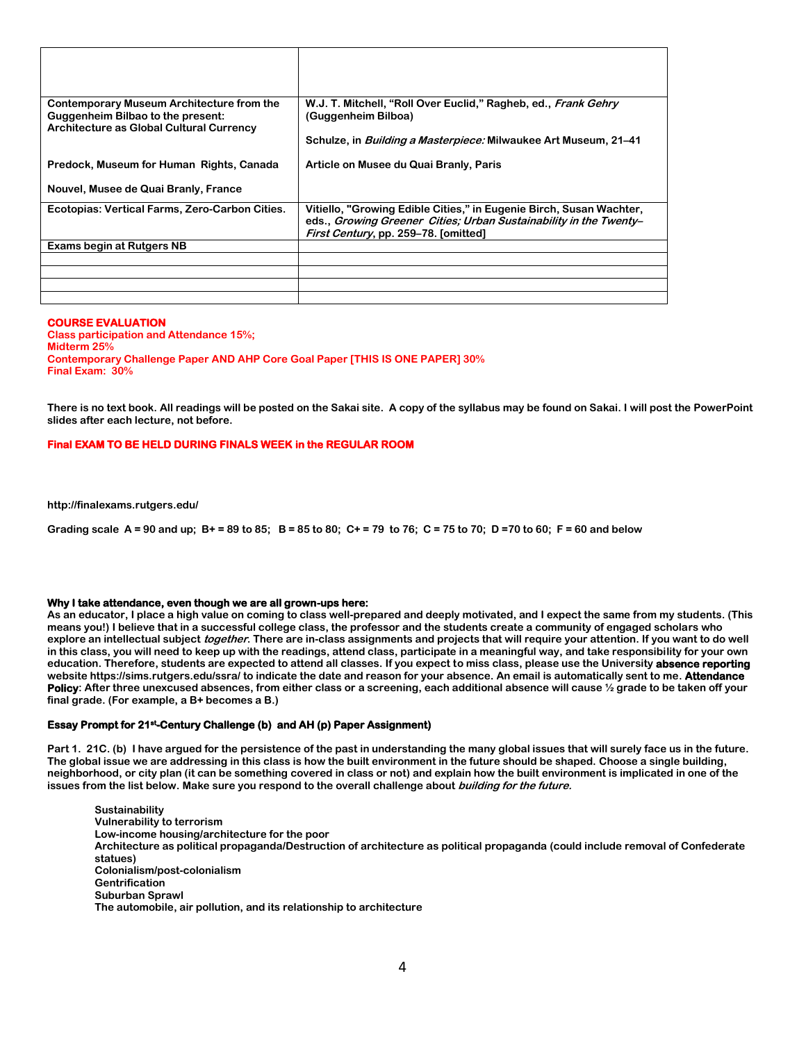| | |
|---|---|
| | |
| Contemporary Museum Architecture from the Guggenheim Bilbao to the present: Architecture as Global Cultural Currency<br><br>Predock, Museum for Human Rights, Canada<br><br>Nouvel, Musee de Quai Branly, France | W.J. T. Mitchell, "Roll Over Euclid," Ragheb, ed., *Frank Gehry* (Guggenheim Bilboa)<br><br>Schulze, in *Building a Masterpiece:* Milwaukee Art Museum, 21–41<br><br>Article on Musee du Quai Branly, Paris |
| Ecotopias: Vertical Farms, Zero-Carbon Cities. | Vitiello, "Growing Edible Cities," in Eugenie Birch, Susan Wachter, eds., *Growing Greener Cities; Urban Sustainability in the Twenty–First Century*, pp. 259–78. [omitted] |
| Exams begin at Rutgers NB | |
| | |
| | |
| | |
| | |

**COURSE EVALUATION**
**Class participation and Attendance 15%;**
**Midterm 25%**
**Contemporary Challenge Paper AND AHP Core Goal Paper [THIS IS ONE PAPER] 30%**
**Final Exam: 30%**

There is no text book. All readings will be posted on the Sakai site. A copy of the syllabus may be found on Sakai. I will post the PowerPoint slides after each lecture, not before.

**Final EXAM TO BE HELD DURING FINALS WEEK in the REGULAR ROOM**

http://finalexams.rutgers.edu/

Grading scale A = 90 and up; B+ = 89 to 85; B = 85 to 80; C+ = 79 to 76; C = 75 to 70; D =70 to 60; F = 60 and below

**Why I take attendance, even though we are all grown-ups here:**
As an educator, I place a high value on coming to class well-prepared and deeply motivated, and I expect the same from my students. (This means you!) I believe that in a successful college class, the professor and the students create a community of engaged scholars who explore an intellectual subject *together*. There are in-class assignments and projects that will require your attention. If you want to do well in this class, you will need to keep up with the readings, attend class, participate in a meaningful way, and take responsibility for your own education. Therefore, students are expected to attend all classes. If you expect to miss class, please use the University **absence reporting** website https://sims.rutgers.edu/ssra/ to indicate the date and reason for your absence. An email is automatically sent to me. **Attendance Policy**: After three unexcused absences, from either class or a screening, each additional absence will cause ½ grade to be taken off your final grade. (For example, a B+ becomes a B.)

**Essay Prompt for 21st-Century Challenge (b) and AH (p) Paper Assignment)**

Part 1. 21C. (b) I have argued for the persistence of the past in understanding the many global issues that will surely face us in the future. The global issue we are addressing in this class is how the built environment in the future should be shaped. Choose a single building, neighborhood, or city plan (it can be something covered in class or not) and explain how the built environment is implicated in one of the issues from the list below. Make sure you respond to the overall challenge about *building for the future.*

- Sustainability
- Vulnerability to terrorism
- Low-income housing/architecture for the poor
- Architecture as political propaganda/Destruction of architecture as political propaganda (could include removal of Confederate statues)
- Colonialism/post-colonialism
- Gentrification
- Suburban Sprawl
- The automobile, air pollution, and its relationship to architecture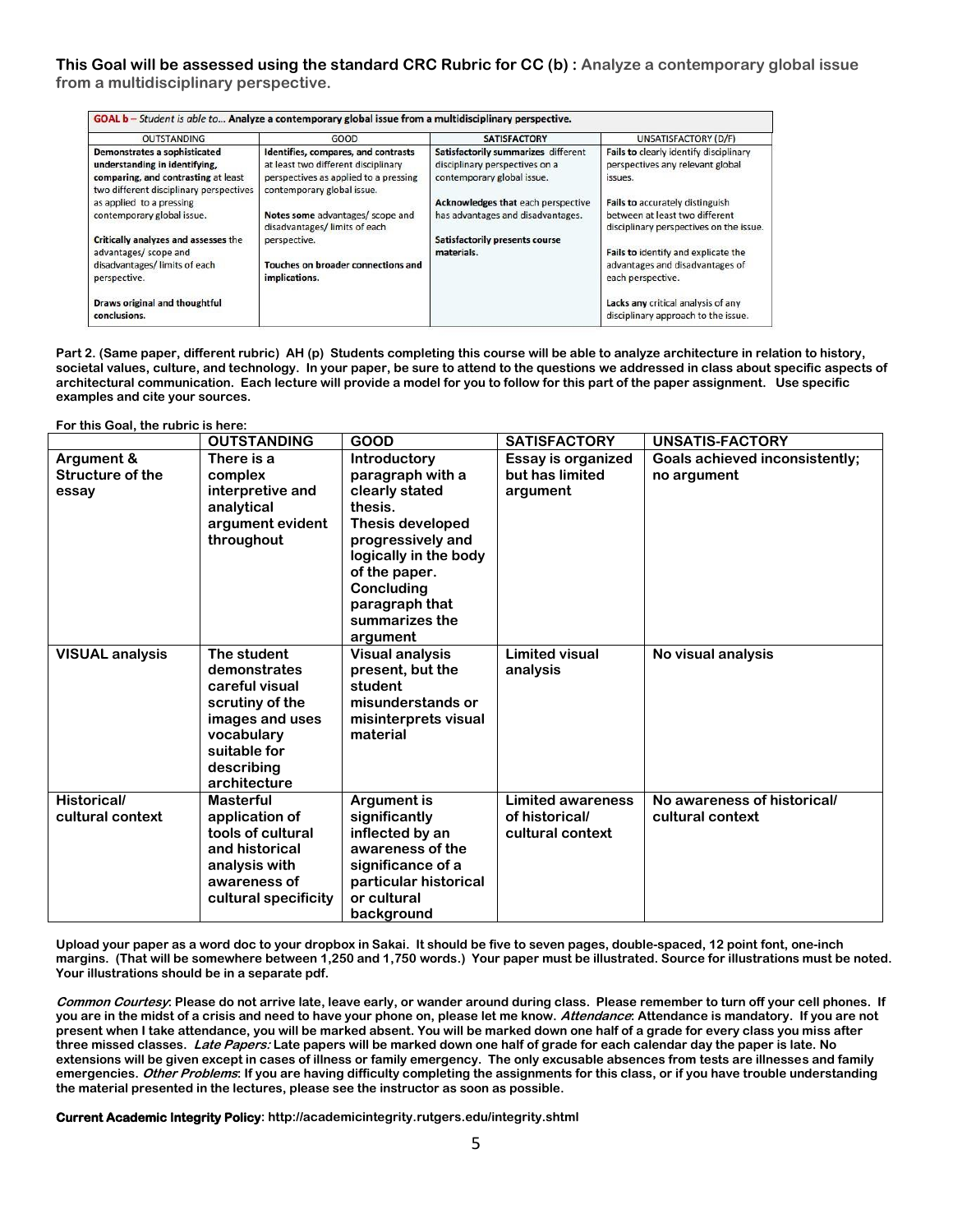**This Goal will be assessed using the standard CRC Rubric for CC (b) : Analyze a contemporary global issue from a multidisciplinary perspective.**

| **GOAL b** – *Student is able to...* **Analyze a contemporary global issue from a multidisciplinary perspective.** | | | |
|---|---|---|---|
| OUTSTANDING | GOOD | SATISFACTORY | UNSATISFACTORY (D/F) |
| **Demonstrates a sophisticated understanding in identifying, comparing, and contrasting** at least two different disciplinary perspectives as applied to a pressing contemporary global issue.<br><br>**Critically analyzes and assesses** the advantages/ scope and disadvantages/ limits of each perspective.<br><br>**Draws original and thoughtful conclusions.** | **Identifies, compares, and contrasts** at least two different disciplinary perspectives as applied to a pressing contemporary global issue.<br><br>**Notes some** advantages/ scope and disadvantages/ limits of each perspective.<br><br>**Touches on broader connections and implications.** | **Satisfactorily summarizes** different disciplinary perspectives on a contemporary global issue.<br><br>**Acknowledges that** each perspective has advantages and disadvantages.<br><br>**Satisfactorily presents course materials.** | **Fails to** clearly identify disciplinary perspectives any relevant global issues.<br><br>**Fails to** accurately distinguish between at least two different disciplinary perspectives on the issue.<br><br>**Fails to** identify and explicate the advantages and disadvantages of each perspective.<br><br>**Lacks any** critical analysis of any disciplinary approach to the issue. |

**Part 2. (Same paper, different rubric) AH (p) Students completing this course will be able to analyze architecture in relation to history, societal values, culture, and technology. In your paper, be sure to attend to the questions we addressed in class about specific aspects of architectural communication. Each lecture will provide a model for you to follow for this part of the paper assignment. Use specific examples and cite your sources.**

**For this Goal, the rubric is here:**

| | OUTSTANDING | GOOD | SATISFACTORY | UNSATIS-FACTORY |
|---|---|---|---|---|
| **Argument & Structure of the essay** | **There is a complex interpretive and analytical argument evident throughout** | **Introductory paragraph with a clearly stated thesis. Thesis developed progressively and logically in the body of the paper. Concluding paragraph that summarizes the argument** | **Essay is organized but has limited argument** | **Goals achieved inconsistently; no argument** |
| **VISUAL analysis** | **The student demonstrates careful visual scrutiny of the images and uses vocabulary suitable for describing architecture** | **Visual analysis present, but the student misunderstands or misinterprets visual material** | **Limited visual analysis** | **No visual analysis** |
| **Historical/ cultural context** | **Masterful application of tools of cultural and historical analysis with awareness of cultural specificity** | **Argument is significantly inflected by an awareness of the significance of a particular historical or cultural background** | **Limited awareness of historical/ cultural context** | **No awareness of historical/ cultural context** |

**Upload your paper as a word doc to your dropbox in Sakai. It should be five to seven pages, double-spaced, 12 point font, one-inch margins. (That will be somewhere between 1,250 and 1,750 words.) Your paper must be illustrated. Source for illustrations must be noted. Your illustrations should be in a separate pdf.**

***Common Courtesy*: Please do not arrive late, leave early, or wander around during class. Please remember to turn off your cell phones. If you are in the midst of a crisis and need to have your phone on, please let me know. *Attendance*: Attendance is mandatory. If you are not present when I take attendance, you will be marked absent. You will be marked down one half of a grade for every class you miss after three missed classes. *Late Papers:* Late papers will be marked down one half of grade for each calendar day the paper is late. No extensions will be given except in cases of illness or family emergency. The only excusable absences from tests are illnesses and family emergencies. *Other Problems*: If you are having difficulty completing the assignments for this class, or if you have trouble understanding the material presented in the lectures, please see the instructor as soon as possible.**

**Current Academic Integrity Policy**: http://academicintegrity.rutgers.edu/integrity.shtml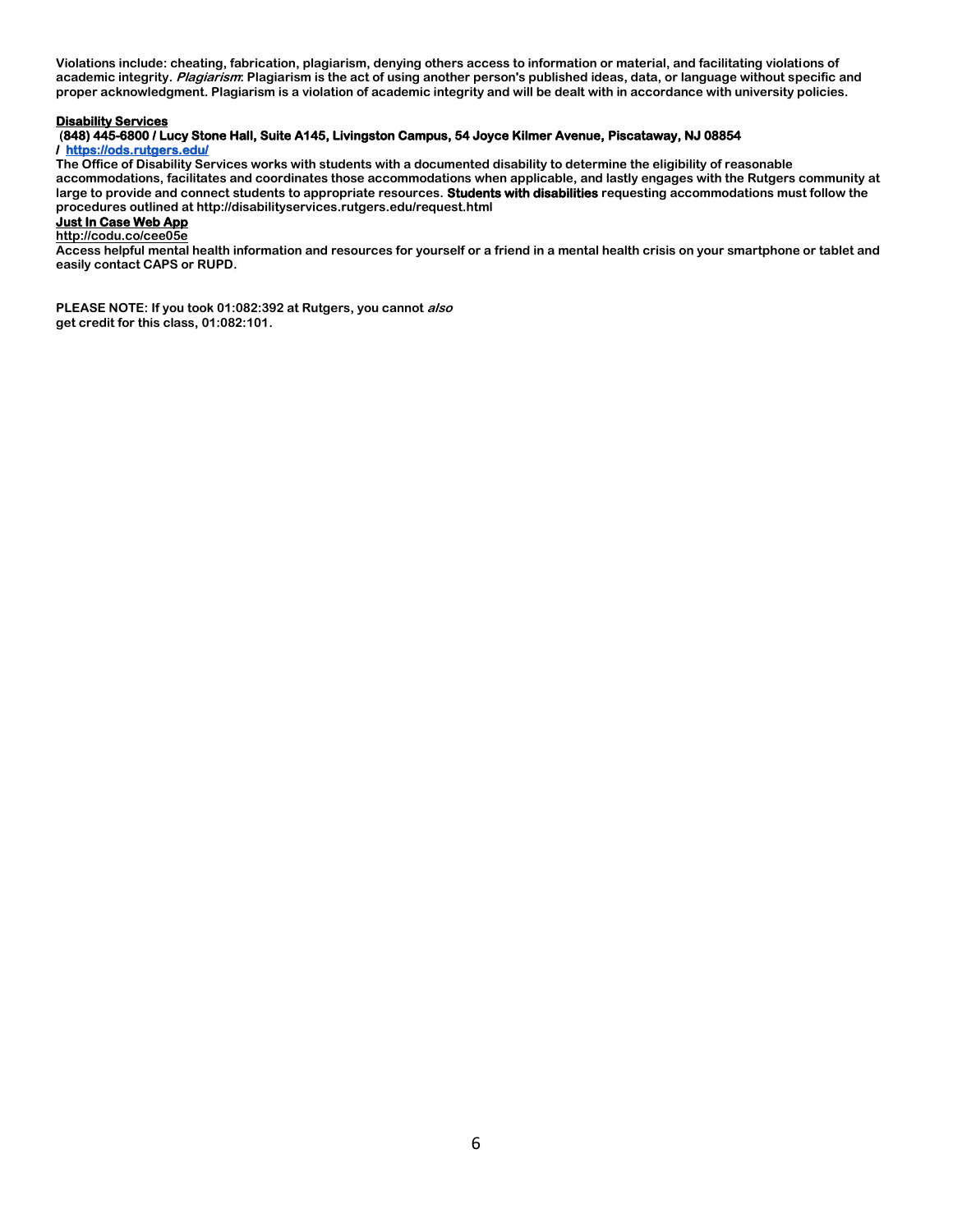**Violations include: cheating, fabrication, plagiarism, denying others access to information or material, and facilitating violations of academic integrity. *Plagiarism*: Plagiarism is the act of using another person's published ideas, data, or language without specific and proper acknowledgment. Plagiarism is a violation of academic integrity and will be dealt with in accordance with university policies.**

**Disability Services**

**(848) 445-6800 / Lucy Stone Hall, Suite A145, Livingston Campus, 54 Joyce Kilmer Avenue, Piscataway, NJ 08854 / https://ods.rutgers.edu/**

**The Office of Disability Services works with students with a documented disability to determine the eligibility of reasonable accommodations, facilitates and coordinates those accommodations when applicable, and lastly engages with the Rutgers community at large to provide and connect students to appropriate resources. Students with disabilities requesting accommodations must follow the procedures outlined at http://disabilityservices.rutgers.edu/request.html**

**Just In Case Web App**

**http://codu.co/cee05e**

**Access helpful mental health information and resources for yourself or a friend in a mental health crisis on your smartphone or tablet and easily contact CAPS or RUPD.**

**PLEASE NOTE: If you took 01:082:392 at Rutgers, you cannot *also* get credit for this class, 01:082:101.**